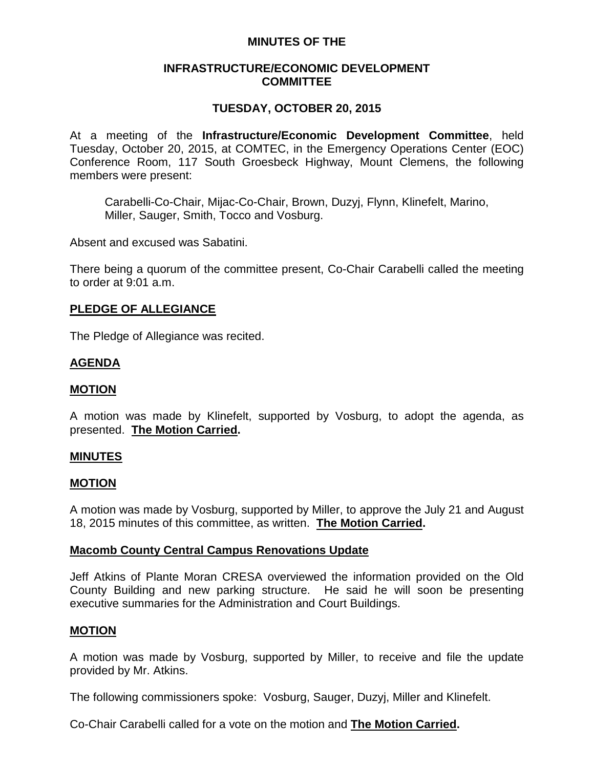# MINUTES OF THE

## INFRASTRUCTURE/ECONOMIC DEVELOPMENT COMMITTEE

## TUESDAY, OCTOBER 20, 2015

At a meeting of the **Infrastructure/Economic Development Committee**, held Tuesday, October 20, 2015, at COMTEC, in the Emergency Operations Center (EOC) Conference Room, 117 South Groesbeck Highway, Mount Clemens, the following members were present:

> Carabelli-Co-Chair, Mijac-Co-Chair, Brown, Duzyj, Flynn, Klinefelt, Marino, Miller, Sauger, Smith, Tocco and Vosburg.

Absent and excused was Sabatini.

There being a quorum of the committee present, Co-Chair Carabelli called the meeting to order at 9:01 a.m.

### PLEDGE OF ALLEGIANCE

The Pledge of Allegiance was recited.

### AGENDA

### MOTION

A motion was made by Klinefelt, supported by Vosburg, to adopt the agenda, as presented. **The Motion Carried.**

### MINUTES

### MOTION

A motion was made by Vosburg, supported by Miller, to approve the July 21 and August 18, 2015 minutes of this committee, as written. **The Motion Carried.**

### Macomb County Central Campus Renovations Update

Jeff Atkins of Plante Moran CRESA overviewed the information provided on the Old County Building and new parking structure. He said he will soon be presenting executive summaries for the Administration and Court Buildings.

### MOTION

A motion was made by Vosburg, supported by Miller, to receive and file the update provided by Mr. Atkins.

The following commissioners spoke: Vosburg, Sauger, Duzyj, Miller and Klinefelt.

Co-Chair Carabelli called for a vote on the motion and **The Motion Carried.**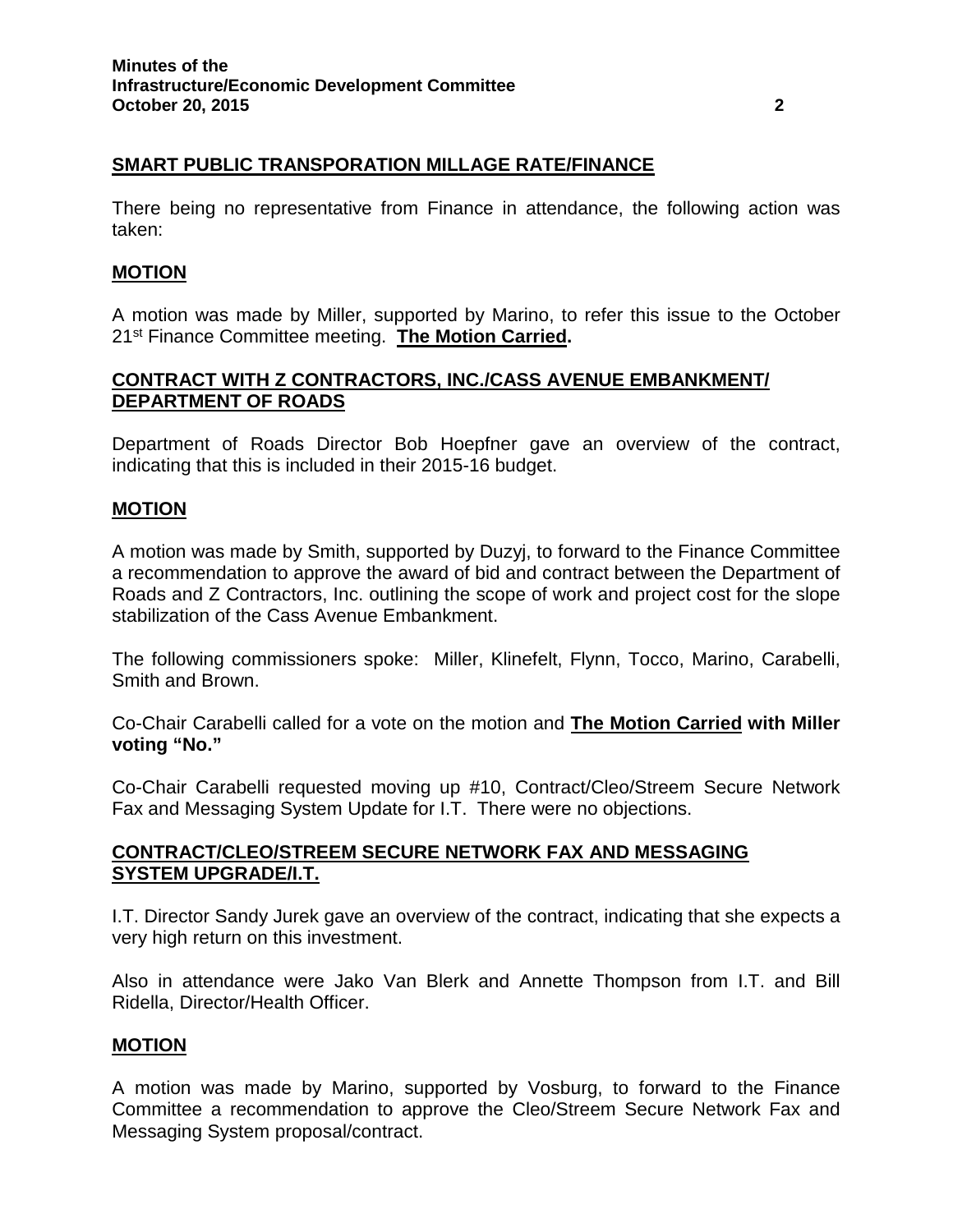## SMART PUBLIC TRANSPORATION MILLAGE RATE/FINANCE

There being no representative from Finance in attendance, the following action was taken:

## MOTION

A motion was made by Miller, supported by Marino, to refer this issue to the October 21st Finance Committee meeting. **The Motion Carried.**

## CONTRACT WITH Z CONTRACTORS, INC./CASS AVENUE EMBANKMENT/ DEPARTMENT OF ROADS

Department of Roads Director Bob Hoepfner gave an overview of the contract, indicating that this is included in their 2015-16 budget.

## MOTION

A motion was made by Smith, supported by Duzyj, to forward to the Finance Committee a recommendation to approve the award of bid and contract between the Department of Roads and Z Contractors, Inc. outlining the scope of work and project cost for the slope stabilization of the Cass Avenue Embankment.

The following commissioners spoke: Miller, Klinefelt, Flynn, Tocco, Marino, Carabelli, Smith and Brown.

Co-Chair Carabelli called for a vote on the motion and **The Motion Carried with Miller voting "No."**

Co-Chair Carabelli requested moving up #10, Contract/Cleo/Streem Secure Network Fax and Messaging System Update for I.T. There were no objections.

## CONTRACT/CLEO/STREEM SECURE NETWORK FAX AND MESSAGING SYSTEM UPGRADE/I.T.

I.T. Director Sandy Jurek gave an overview of the contract, indicating that she expects a very high return on this investment.

Also in attendance were Jako Van Blerk and Annette Thompson from I.T. and Bill Ridella, Director/Health Officer.

## MOTION

A motion was made by Marino, supported by Vosburg, to forward to the Finance Committee a recommendation to approve the Cleo/Streem Secure Network Fax and Messaging System proposal/contract.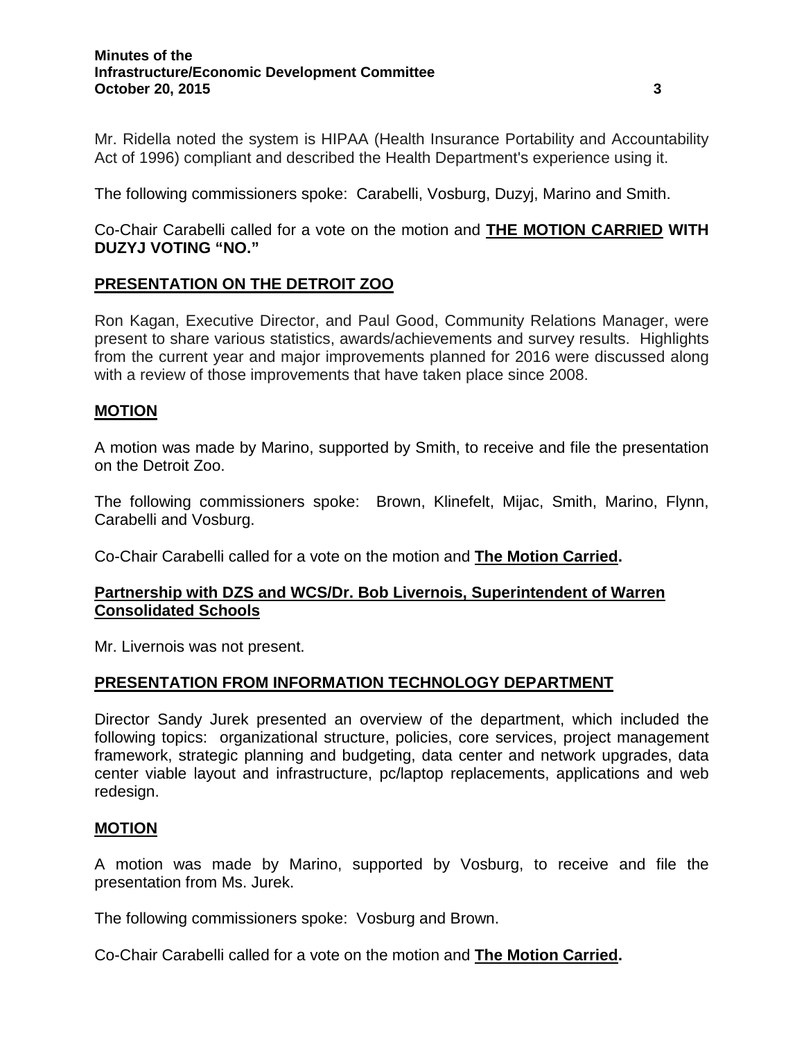Mr. Ridella noted the system is HIPAA (Health Insurance Portability and Accountability Act of 1996) compliant and described the Health Department's experience using it.

The following commissioners spoke: Carabelli, Vosburg, Duzyj, Marino and Smith.

Co-Chair Carabelli called for a vote on the motion and **THE MOTION CARRIED WITH DUZYJ VOTING "NO."**

## PRESENTATION ON THE DETROIT ZOO

Ron Kagan, Executive Director, and Paul Good, Community Relations Manager, were present to share various statistics, awards/achievements and survey results. Highlights from the current year and major improvements planned for 2016 were discussed along with a review of those improvements that have taken place since 2008.

## MOTION

A motion was made by Marino, supported by Smith, to receive and file the presentation on the Detroit Zoo.

The following commissioners spoke: Brown, Klinefelt, Mijac, Smith, Marino, Flynn, Carabelli and Vosburg.

Co-Chair Carabelli called for a vote on the motion and **The Motion Carried.**

## Partnership with DZS and WCS/Dr. Bob Livernois, Superintendent of Warren Consolidated Schools

Mr. Livernois was not present.

## PRESENTATION FROM INFORMATION TECHNOLOGY DEPARTMENT

Director Sandy Jurek presented an overview of the department, which included the following topics: organizational structure, policies, core services, project management framework, strategic planning and budgeting, data center and network upgrades, data center viable layout and infrastructure, pc/laptop replacements, applications and web redesign.

## MOTION

A motion was made by Marino, supported by Vosburg, to receive and file the presentation from Ms. Jurek.

The following commissioners spoke: Vosburg and Brown.

Co-Chair Carabelli called for a vote on the motion and **The Motion Carried.**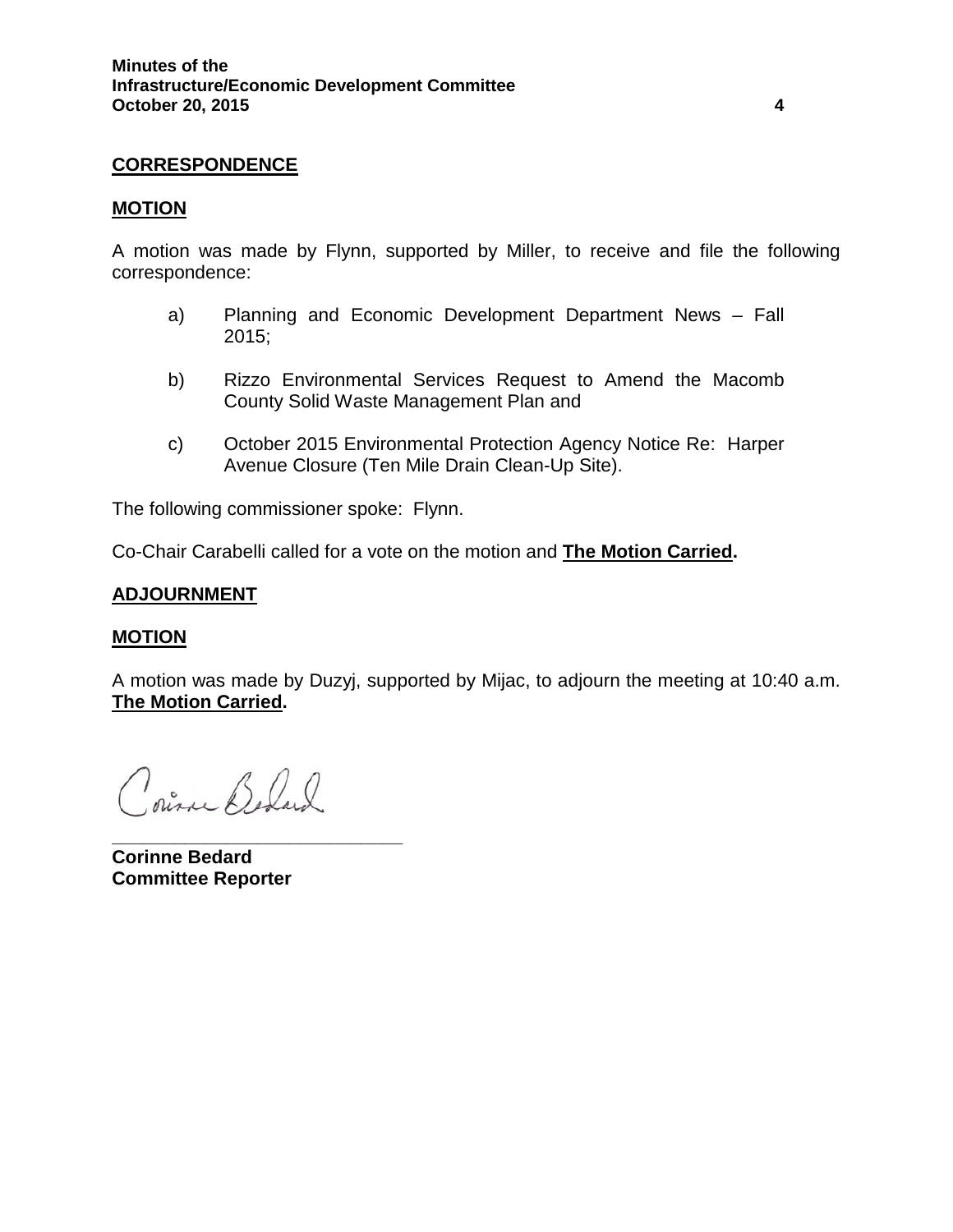**CORRESPONDENCE**

**MOTION**

A motion was made by Flynn, supported by Miller, to receive and file the following correspondence:

a) Planning and Economic Development Department News – Fall 2015;

b) Rizzo Environmental Services Request to Amend the Macomb County Solid Waste Management Plan and

c) October 2015 Environmental Protection Agency Notice Re: Harper Avenue Closure (Ten Mile Drain Clean-Up Site).

The following commissioner spoke: Flynn.

Co-Chair Carabelli called for a vote on the motion and **The Motion Carried.**

**ADJOURNMENT**

**MOTION**

A motion was made by Duzyj, supported by Mijac, to adjourn the meeting at 10:40 a.m. **The Motion Carried.**

Corinne Bedard

______________________________

**Corinne Bedard**
**Committee Reporter**